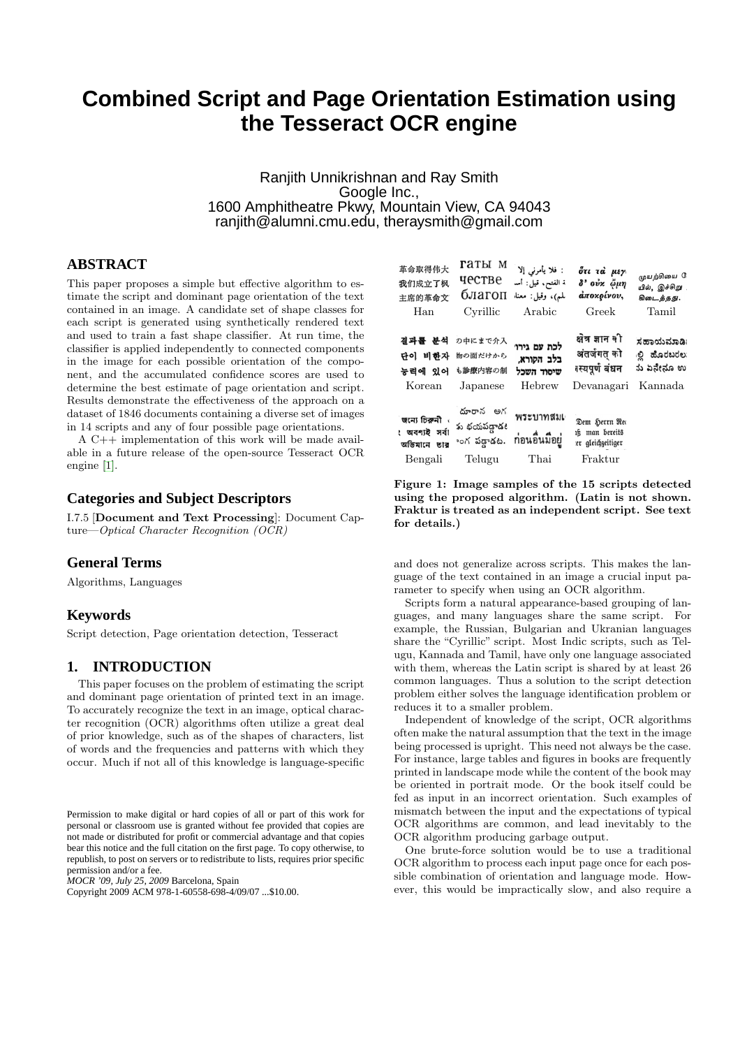# Combined Script and Page Orientation Estimation using the Tesseract OCR engine

Ranjith Unnikrishnan and Ray Smith
Google Inc.,
1600 Amphitheatre Pkwy, Mountain View, CA 94043
ranjith@alumni.cmu.edu, theraysmith@gmail.com

## ABSTRACT

This paper proposes a simple but effective algorithm to estimate the script and dominant page orientation of the text contained in an image. A candidate set of shape classes for each script is generated using synthetically rendered text and used to train a fast shape classifier. At run time, the classifier is applied independently to connected components in the image for each possible orientation of the component, and the accumulated confidence scores are used to determine the best estimate of page orientation and script. Results demonstrate the effectiveness of the approach on a dataset of 1846 documents containing a diverse set of images in 14 scripts and any of four possible page orientations.

A C++ implementation of this work will be made available in a future release of the open-source Tesseract OCR engine [1].

## Categories and Subject Descriptors

I.7.5 [**Document and Text Processing**]: Document Capture—*Optical Character Recognition (OCR)*

## General Terms

Algorithms, Languages

## Keywords

Script detection, Page orientation detection, Tesseract

## 1. INTRODUCTION

This paper focuses on the problem of estimating the script and dominant page orientation of printed text in an image. To accurately recognize the text in an image, optical character recognition (OCR) algorithms often utilize a great deal of prior knowledge, such as of the shapes of characters, list of words and the frequencies and patterns with which they occur. Much if not all of this knowledge is language-specific and does not generalize across scripts. This makes the language of the text contained in an image a crucial input parameter to specify when using an OCR algorithm.

Scripts form a natural appearance-based grouping of languages, and many languages share the same script. For example, the Russian, Bulgarian and Ukranian languages share the "Cyrillic" script. Most Indic scripts, such as Telugu, Kannada and Tamil, have only one language associated with them, whereas the Latin script is shared by at least 26 common languages. Thus a solution to the script detection problem either solves the language identification problem or reduces it to a smaller problem.

Independent of knowledge of the script, OCR algorithms often make the natural assumption that the text in the image being processed is upright. This need not always be the case. For instance, large tables and figures in books are frequently printed in landscape mode while the content of the book may be oriented in portrait mode. Or the book itself could be fed as input in an incorrect orientation. Such examples of mismatch between the input and the expectations of typical OCR algorithms are common, and lead inevitably to the OCR algorithm producing garbage output.

One brute-force solution would be to use a traditional OCR algorithm to process each input page once for each possible combination of orientation and language mode. However, this would be impractically slow, and also require a

Han Cyrillic Arabic Greek Tamil

Korean Japanese Hebrew Devanagari Kannada

Bengali Telugu Thai Fraktur

**Figure 1: Image samples of the 15 scripts detected using the proposed algorithm. (Latin is not shown. Fraktur is treated as an independent script. See text for details.)**

Permission to make digital or hard copies of all or part of this work for personal or classroom use is granted without fee provided that copies are not made or distributed for profit or commercial advantage and that copies bear this notice and the full citation on the first page. To copy otherwise, to republish, to post on servers or to redistribute to lists, requires prior specific permission and/or a fee.
*MOCR '09, July 25, 2009* Barcelona, Spain
Copyright 2009 ACM 978-1-60558-698-4/09/07 ...$10.00.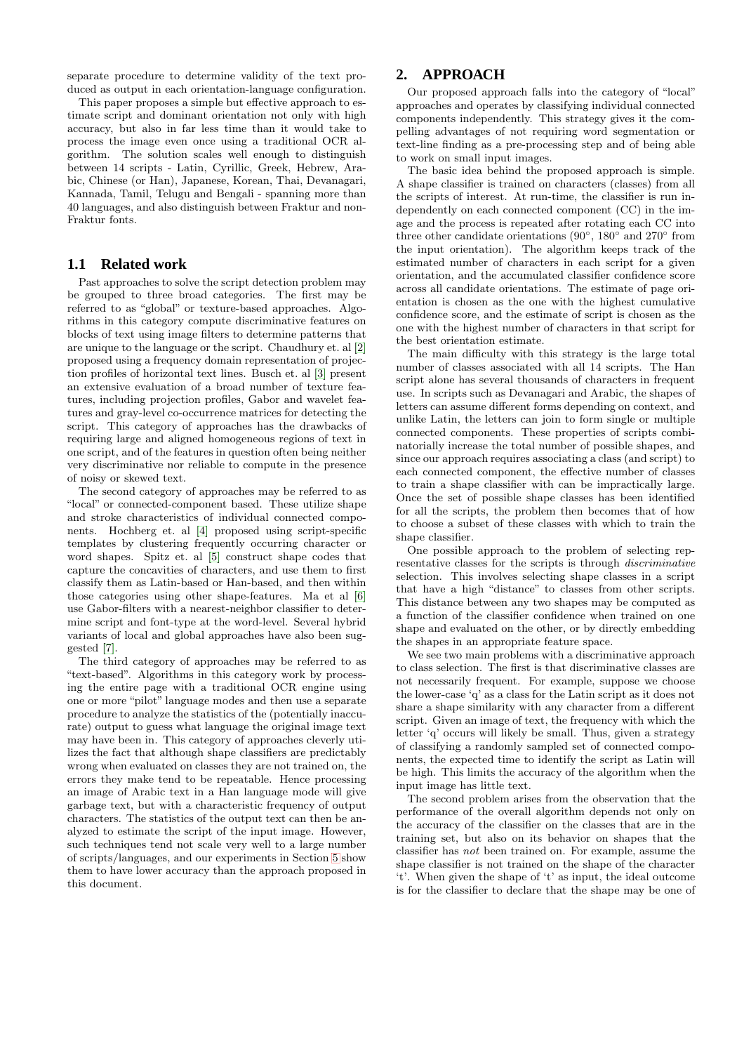separate procedure to determine validity of the text produced as output in each orientation-language configuration.

This paper proposes a simple but effective approach to estimate script and dominant orientation not only with high accuracy, but also in far less time than it would take to process the image even once using a traditional OCR algorithm. The solution scales well enough to distinguish between 14 scripts - Latin, Cyrillic, Greek, Hebrew, Arabic, Chinese (or Han), Japanese, Korean, Thai, Devanagari, Kannada, Tamil, Telugu and Bengali - spanning more than 40 languages, and also distinguish between Fraktur and non-Fraktur fonts.

## 1.1 Related work

Past approaches to solve the script detection problem may be grouped to three broad categories. The first may be referred to as "global" or texture-based approaches. Algorithms in this category compute discriminative features on blocks of text using image filters to determine patterns that are unique to the language or the script. Chaudhury et. al [2] proposed using a frequency domain representation of projection profiles of horizontal text lines. Busch et. al [3] present an extensive evaluation of a broad number of texture features, including projection profiles, Gabor and wavelet features and gray-level co-occurrence matrices for detecting the script. This category of approaches has the drawbacks of requiring large and aligned homogeneous regions of text in one script, and of the features in question often being neither very discriminative nor reliable to compute in the presence of noisy or skewed text.

The second category of approaches may be referred to as "local" or connected-component based. These utilize shape and stroke characteristics of individual connected components. Hochberg et. al [4] proposed using script-specific templates by clustering frequently occurring character or word shapes. Spitz et. al [5] construct shape codes that capture the concavities of characters, and use them to first classify them as Latin-based or Han-based, and then within those categories using other shape-features. Ma et al [6] use Gabor-filters with a nearest-neighbor classifier to determine script and font-type at the word-level. Several hybrid variants of local and global approaches have also been suggested [7].

The third category of approaches may be referred to as "text-based". Algorithms in this category work by processing the entire page with a traditional OCR engine using one or more "pilot" language modes and then use a separate procedure to analyze the statistics of the (potentially inaccurate) output to guess what language the original image text may have been in. This category of approaches cleverly utilizes the fact that although shape classifiers are predictably wrong when evaluated on classes they are not trained on, the errors they make tend to be repeatable. Hence processing an image of Arabic text in a Han language mode will give garbage text, but with a characteristic frequency of output characters. The statistics of the output text can then be analyzed to estimate the script of the input image. However, such techniques tend not scale very well to a large number of scripts/languages, and our experiments in Section 5 show them to have lower accuracy than the approach proposed in this document.

# 2. APPROACH

Our proposed approach falls into the category of "local" approaches and operates by classifying individual connected components independently. This strategy gives it the compelling advantages of not requiring word segmentation or text-line finding as a pre-processing step and of being able to work on small input images.

The basic idea behind the proposed approach is simple. A shape classifier is trained on characters (classes) from all the scripts of interest. At run-time, the classifier is run independently on each connected component (CC) in the image and the process is repeated after rotating each CC into three other candidate orientations (90°, 180° and 270° from the input orientation). The algorithm keeps track of the estimated number of characters in each script for a given orientation, and the accumulated classifier confidence score across all candidate orientations. The estimate of page orientation is chosen as the one with the highest cumulative confidence score, and the estimate of script is chosen as the one with the highest number of characters in that script for the best orientation estimate.

The main difficulty with this strategy is the large total number of classes associated with all 14 scripts. The Han script alone has several thousands of characters in frequent use. In scripts such as Devanagari and Arabic, the shapes of letters can assume different forms depending on context, and unlike Latin, the letters can join to form single or multiple connected components. These properties of scripts combinatorially increase the total number of possible shapes, and since our approach requires associating a class (and script) to each connected component, the effective number of classes to train a shape classifier with can be impractically large. Once the set of possible shape classes has been identified for all the scripts, the problem then becomes that of how to choose a subset of these classes with which to train the shape classifier.

One possible approach to the problem of selecting representative classes for the scripts is through *discriminative* selection. This involves selecting shape classes in a script that have a high "distance" to classes from other scripts. This distance between any two shapes may be computed as a function of the classifier confidence when trained on one shape and evaluated on the other, or by directly embedding the shapes in an appropriate feature space.

We see two main problems with a discriminative approach to class selection. The first is that discriminative classes are not necessarily frequent. For example, suppose we choose the lower-case 'q' as a class for the Latin script as it does not share a shape similarity with any character from a different script. Given an image of text, the frequency with which the letter 'q' occurs will likely be small. Thus, given a strategy of classifying a randomly sampled set of connected components, the expected time to identify the script as Latin will be high. This limits the accuracy of the algorithm when the input image has little text.

The second problem arises from the observation that the performance of the overall algorithm depends not only on the accuracy of the classifier on the classes that are in the training set, but also on its behavior on shapes that the classifier has *not* been trained on. For example, assume the shape classifier is not trained on the shape of the character 't'. When given the shape of 't' as input, the ideal outcome is for the classifier to declare that the shape may be one of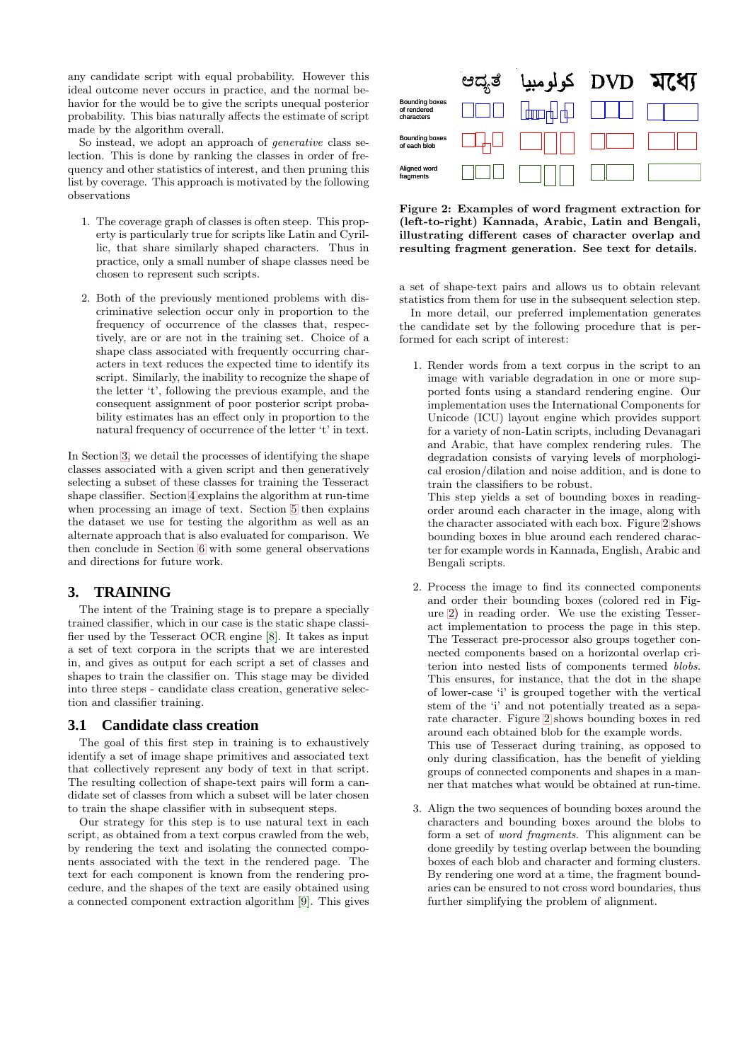any candidate script with equal probability. However this ideal outcome never occurs in practice, and the normal behavior for the would be to give the scripts unequal posterior probability. This bias naturally affects the estimate of script made by the algorithm overall.

So instead, we adopt an approach of *generative* class selection. This is done by ranking the classes in order of frequency and other statistics of interest, and then pruning this list by coverage. This approach is motivated by the following observations

1. The coverage graph of classes is often steep. This property is particularly true for scripts like Latin and Cyrillic, that share similarly shaped characters. Thus in practice, only a small number of shape classes need be chosen to represent such scripts.

2. Both of the previously mentioned problems with discriminative selection occur only in proportion to the frequency of occurrence of the classes that, respectively, are or are not in the training set. Choice of a shape class associated with frequently occurring characters in text reduces the expected time to identify its script. Similarly, the inability to recognize the shape of the letter 't', following the previous example, and the consequent assignment of poor posterior script probability estimates has an effect only in proportion to the natural frequency of occurrence of the letter 't' in text.

In Section 3, we detail the processes of identifying the shape classes associated with a given script and then generatively selecting a subset of these classes for training the Tesseract shape classifier. Section 4 explains the algorithm at run-time when processing an image of text. Section 5 then explains the dataset we use for testing the algorithm as well as an alternate approach that is also evaluated for comparison. We then conclude in Section 6 with some general observations and directions for future work.

## 3. TRAINING

The intent of the Training stage is to prepare a specially trained classifier, which in our case is the static shape classifier used by the Tesseract OCR engine [8]. It takes as input a set of text corpora in the scripts that we are interested in, and gives as output for each script a set of classes and shapes to train the classifier on. This stage may be divided into three steps - candidate class creation, generative selection and classifier training.

### 3.1 Candidate class creation

The goal of this first step in training is to exhaustively identify a set of image shape primitives and associated text that collectively represent any body of text in that script. The resulting collection of shape-text pairs will form a candidate set of classes from which a subset will be later chosen to train the shape classifier with in subsequent steps.

Our strategy for this step is to use natural text in each script, as obtained from a text corpus crawled from the web, by rendering the text and isolating the connected components associated with the text in the rendered page. The text for each component is known from the rendering procedure, and the shapes of the text are easily obtained using a connected component extraction algorithm [9]. This gives a set of shape-text pairs and allows us to obtain relevant statistics from them for use in the subsequent selection step.

**Figure 2: Examples of word fragment extraction for (left-to-right) Kannada, Arabic, Latin and Bengali, illustrating different cases of character overlap and resulting fragment generation. See text for details.**

In more detail, our preferred implementation generates the candidate set by the following procedure that is performed for each script of interest:

1. Render words from a text corpus in the script to an image with variable degradation in one or more supported fonts using a standard rendering engine. Our implementation uses the International Components for Unicode (ICU) layout engine which provides support for a variety of non-Latin scripts, including Devanagari and Arabic, that have complex rendering rules. The degradation consists of varying levels of morphological erosion/dilation and noise addition, and is done to train the classifiers to be robust.
   This step yields a set of bounding boxes in reading-order around each character in the image, along with the character associated with each box. Figure 2 shows bounding boxes in blue around each rendered character for example words in Kannada, English, Arabic and Bengali scripts.

2. Process the image to find its connected components and order their bounding boxes (colored red in Figure 2) in reading order. We use the existing Tesseract implementation to process the page in this step. The Tesseract pre-processor also groups together connected components based on a horizontal overlap criterion into nested lists of components termed *blobs*. This ensures, for instance, that the dot in the shape of lower-case 'i' is grouped together with the vertical stem of the 'i' and not potentially treated as a separate character. Figure 2 shows bounding boxes in red around each obtained blob for the example words.
   This use of Tesseract during training, as opposed to only during classification, has the benefit of yielding groups of connected components and shapes in a manner that matches what would be obtained at run-time.

3. Align the two sequences of bounding boxes around the characters and bounding boxes around the blobs to form a set of *word fragments*. This alignment can be done greedily by testing overlap between the bounding boxes of each blob and character and forming clusters. By rendering one word at a time, the fragment boundaries can be ensured to not cross word boundaries, thus further simplifying the problem of alignment.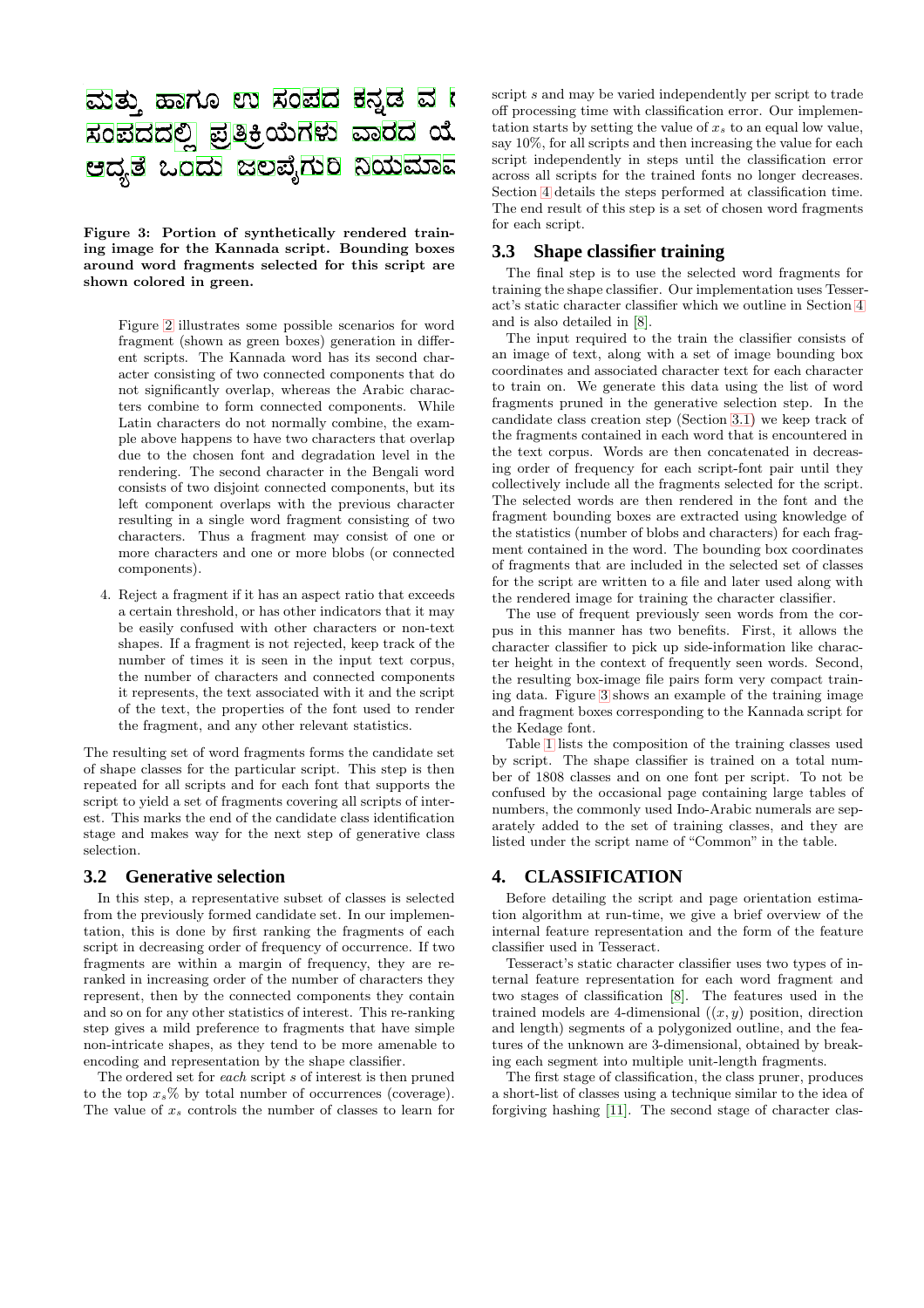Figure 3: Portion of synthetically rendered training image for the Kannada script. Bounding boxes around word fragments selected for this script are shown colored in green.

Figure 2 illustrates some possible scenarios for word fragment (shown as green boxes) generation in different scripts. The Kannada word has its second character consisting of two connected components that do not significantly overlap, whereas the Arabic characters combine to form connected components. While Latin characters do not normally combine, the example above happens to have two characters that overlap due to the chosen font and degradation level in the rendering. The second character in the Bengali word consists of two disjoint connected components, but its left component overlaps with the previous character resulting in a single word fragment consisting of two characters. Thus a fragment may consist of one or more characters and one or more blobs (or connected components).

4. Reject a fragment if it has an aspect ratio that exceeds a certain threshold, or has other indicators that it may be easily confused with other characters or non-text shapes. If a fragment is not rejected, keep track of the number of times it is seen in the input text corpus, the number of characters and connected components it represents, the text associated with it and the script of the text, the properties of the font used to render the fragment, and any other relevant statistics.

The resulting set of word fragments forms the candidate set of shape classes for the particular script. This step is then repeated for all scripts and for each font that supports the script to yield a set of fragments covering all scripts of interest. This marks the end of the candidate class identification stage and makes way for the next step of generative class selection.

### 3.2 Generative selection

In this step, a representative subset of classes is selected from the previously formed candidate set. In our implementation, this is done by first ranking the fragments of each script in decreasing order of frequency of occurrence. If two fragments are within a margin of frequency, they are re-ranked in increasing order of the number of characters they represent, then by the connected components they contain and so on for any other statistics of interest. This re-ranking step gives a mild preference to fragments that have simple non-intricate shapes, as they tend to be more amenable to encoding and representation by the shape classifier.

The ordered set for *each* script $s$ of interest is then pruned to the top $x_s$% by total number of occurrences (coverage). The value of $x_s$ controls the number of classes to learn for script $s$ and may be varied independently per script to trade off processing time with classification error. Our implementation starts by setting the value of $x_s$ to an equal low value, say 10%, for all scripts and then increasing the value for each script independently in steps until the classification error across all scripts for the trained fonts no longer decreases. Section 4 details the steps performed at classification time. The end result of this step is a set of chosen word fragments for each script.

### 3.3 Shape classifier training

The final step is to use the selected word fragments for training the shape classifier. Our implementation uses Tesseract's static character classifier which we outline in Section 4 and is also detailed in [8].

The input required to the train the classifier consists of an image of text, along with a set of image bounding box coordinates and associated character text for each character to train on. We generate this data using the list of word fragments pruned in the generative selection step. In the candidate class creation step (Section 3.1) we keep track of the fragments contained in each word that is encountered in the text corpus. Words are then concatenated in decreasing order of frequency for each script-font pair until they collectively include all the fragments selected for the script. The selected words are then rendered in the font and the fragment bounding boxes are extracted using knowledge of the statistics (number of blobs and characters) for each fragment contained in the word. The bounding box coordinates of fragments that are included in the selected set of classes for the script are written to a file and later used along with the rendered image for training the character classifier.

The use of frequent previously seen words from the corpus in this manner has two benefits. First, it allows the character classifier to pick up side-information like character height in the context of frequently seen words. Second, the resulting box-image file pairs form very compact training data. Figure 3 shows an example of the training image and fragment boxes corresponding to the Kannada script for the Kedage font.

Table 1 lists the composition of the training classes used by script. The shape classifier is trained on a total number of 1808 classes and on one font per script. To not be confused by the occasional page containing large tables of numbers, the commonly used Indo-Arabic numerals are separately added to the set of training classes, and they are listed under the script name of "Common" in the table.

## 4. CLASSIFICATION

Before detailing the script and page orientation estimation algorithm at run-time, we give a brief overview of the internal feature representation and the form of the feature classifier used in Tesseract.

Tesseract's static character classifier uses two types of internal feature representation for each word fragment and two stages of classification [8]. The features used in the trained models are 4-dimensional ($(x, y)$ position, direction and length) segments of a polygonized outline, and the features of the unknown are 3-dimensional, obtained by breaking each segment into multiple unit-length fragments.

The first stage of classification, the class pruner, produces a short-list of classes using a technique similar to the idea of forgiving hashing [11]. The second stage of character clas-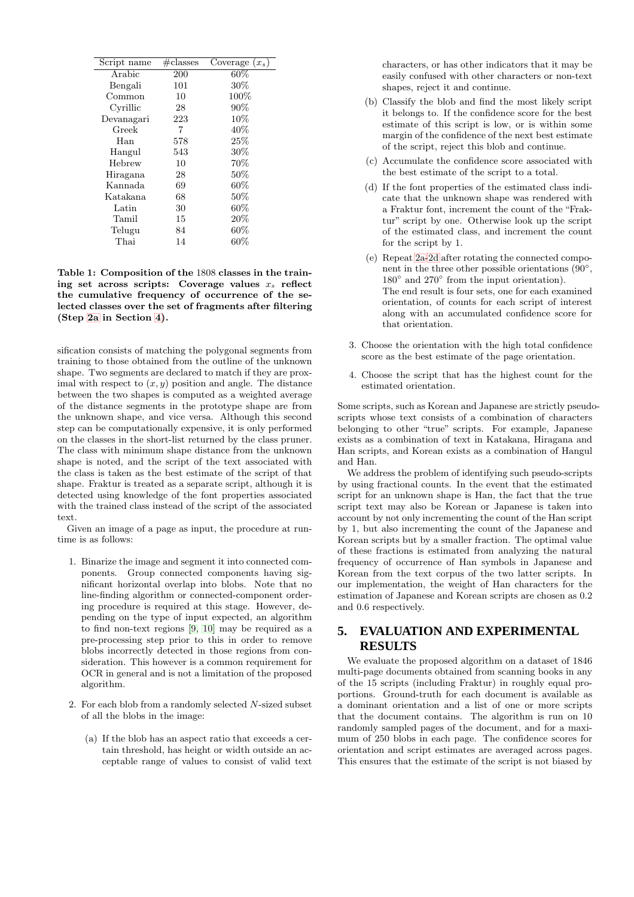| Script name | #classes | Coverage ($x_s$) |
|---|---|---|
| Arabic | 200 | 60% |
| Bengali | 101 | 30% |
| Common | 10 | 100% |
| Cyrillic | 28 | 90% |
| Devanagari | 223 | 10% |
| Greek | 7 | 40% |
| Han | 578 | 25% |
| Hangul | 543 | 30% |
| Hebrew | 10 | 70% |
| Hiragana | 28 | 50% |
| Kannada | 69 | 60% |
| Katakana | 68 | 50% |
| Latin | 30 | 60% |
| Tamil | 15 | 20% |
| Telugu | 84 | 60% |
| Thai | 14 | 60% |

**Table 1: Composition of the 1808 classes in the training set across scripts: Coverage values $x_s$ reflect the cumulative frequency of occurrence of the selected classes over the set of fragments after filtering (Step 2a in Section 4).**

sification consists of matching the polygonal segments from training to those obtained from the outline of the unknown shape. Two segments are declared to match if they are proximal with respect to $(x, y)$ position and angle. The distance between the two shapes is computed as a weighted average of the distance segments in the prototype shape are from the unknown shape, and vice versa. Although this second step can be computationally expensive, it is only performed on the classes in the short-list returned by the class pruner. The class with minimum shape distance from the unknown shape is noted, and the script of the text associated with the class is taken as the best estimate of the script of that shape. Fraktur is treated as a separate script, although it is detected using knowledge of the font properties associated with the trained class instead of the script of the associated text.

Given an image of a page as input, the procedure at runtime is as follows:

1. Binarize the image and segment it into connected components. Group connected components having significant horizontal overlap into blobs. Note that no line-finding algorithm or connected-component ordering procedure is required at this stage. However, depending on the type of input expected, an algorithm to find non-text regions [9, 10] may be required as a pre-processing step prior to this in order to remove blobs incorrectly detected in those regions from consideration. This however is a common requirement for OCR in general and is not a limitation of the proposed algorithm.

2. For each blob from a randomly selected $N$-sized subset of all the blobs in the image:

   (a) If the blob has an aspect ratio that exceeds a certain threshold, has height or width outside an acceptable range of values to consist of valid text characters, or has other indicators that it may be easily confused with other characters or non-text shapes, reject it and continue.

   (b) Classify the blob and find the most likely script it belongs to. If the confidence score for the best estimate of this script is low, or is within some margin of the confidence of the next best estimate of the script, reject this blob and continue.

   (c) Accumulate the confidence score associated with the best estimate of the script to a total.

   (d) If the font properties of the estimated class indicate that the unknown shape was rendered with a Fraktur font, increment the count of the "Fraktur" script by one. Otherwise look up the script of the estimated class, and increment the count for the script by 1.

   (e) Repeat 2a-2d after rotating the connected component in the three other possible orientations (90°, 180° and 270° from the input orientation).
   The end result is four sets, one for each examined orientation, of counts for each script of interest along with an accumulated confidence score for that orientation.

3. Choose the orientation with the high total confidence score as the best estimate of the page orientation.

4. Choose the script that has the highest count for the estimated orientation.

Some scripts, such as Korean and Japanese are strictly pseudo-scripts whose text consists of a combination of characters belonging to other "true" scripts. For example, Japanese exists as a combination of text in Katakana, Hiragana and Han scripts, and Korean exists as a combination of Hangul and Han.

We address the problem of identifying such pseudo-scripts by using fractional counts. In the event that the estimated script for an unknown shape is Han, the fact that the true script text may also be Korean or Japanese is taken into account by not only incrementing the count of the Han script by 1, but also incrementing the count of the Japanese and Korean scripts but by a smaller fraction. The optimal value of these fractions is estimated from analyzing the natural frequency of occurrence of Han symbols in Japanese and Korean from the text corpus of the two latter scripts. In our implementation, the weight of Han characters for the estimation of Japanese and Korean scripts are chosen as 0.2 and 0.6 respectively.

## 5. EVALUATION AND EXPERIMENTAL RESULTS

We evaluate the proposed algorithm on a dataset of 1846 multi-page documents obtained from scanning books in any of the 15 scripts (including Fraktur) in roughly equal proportions. Ground-truth for each document is available as a dominant orientation and a list of one or more scripts that the document contains. The algorithm is run on 10 randomly sampled pages of the document, and for a maximum of 250 blobs in each page. The confidence scores for orientation and script estimates are averaged across pages. This ensures that the estimate of the script is not biased by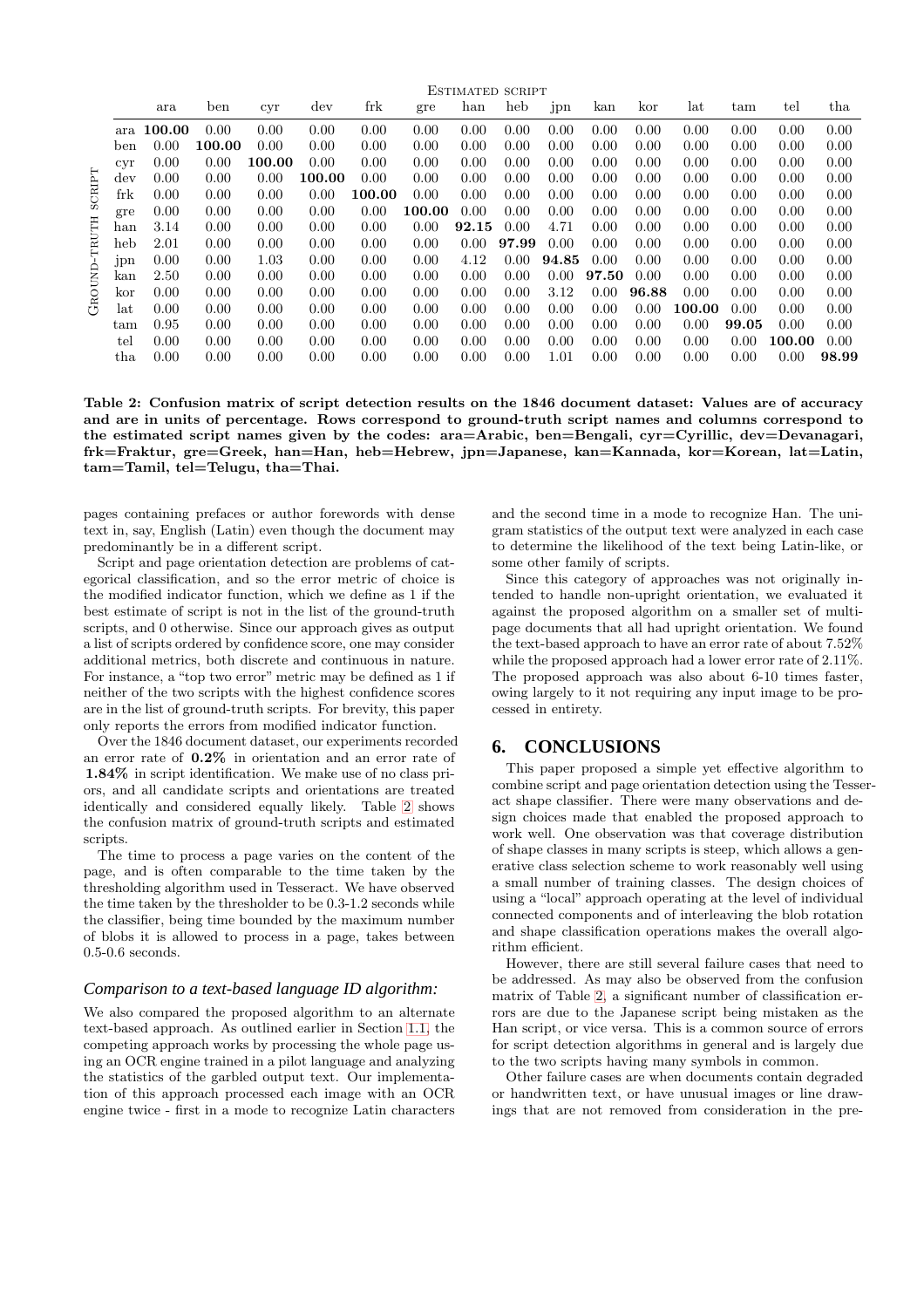| Ground-truth script | Estimated script | | | | | | | | | | | | | | |
|---|---|---|---|---|---|---|---|---|---|---|---|---|---|---|---|
| | ara | ben | cyr | dev | frk | gre | han | heb | jpn | kan | kor | lat | tam | tel | tha |
| ara | **100.00** | 0.00 | 0.00 | 0.00 | 0.00 | 0.00 | 0.00 | 0.00 | 0.00 | 0.00 | 0.00 | 0.00 | 0.00 | 0.00 | 0.00 |
| ben | 0.00 | **100.00** | 0.00 | 0.00 | 0.00 | 0.00 | 0.00 | 0.00 | 0.00 | 0.00 | 0.00 | 0.00 | 0.00 | 0.00 | 0.00 |
| cyr | 0.00 | 0.00 | **100.00** | 0.00 | 0.00 | 0.00 | 0.00 | 0.00 | 0.00 | 0.00 | 0.00 | 0.00 | 0.00 | 0.00 | 0.00 |
| dev | 0.00 | 0.00 | 0.00 | **100.00** | 0.00 | 0.00 | 0.00 | 0.00 | 0.00 | 0.00 | 0.00 | 0.00 | 0.00 | 0.00 | 0.00 |
| frk | 0.00 | 0.00 | 0.00 | 0.00 | **100.00** | 0.00 | 0.00 | 0.00 | 0.00 | 0.00 | 0.00 | 0.00 | 0.00 | 0.00 | 0.00 |
| gre | 0.00 | 0.00 | 0.00 | 0.00 | 0.00 | **100.00** | 0.00 | 0.00 | 0.00 | 0.00 | 0.00 | 0.00 | 0.00 | 0.00 | 0.00 |
| han | 3.14 | 0.00 | 0.00 | 0.00 | 0.00 | 0.00 | **92.15** | 0.00 | 4.71 | 0.00 | 0.00 | 0.00 | 0.00 | 0.00 | 0.00 |
| heb | 2.01 | 0.00 | 0.00 | 0.00 | 0.00 | 0.00 | 0.00 | **97.99** | 0.00 | 0.00 | 0.00 | 0.00 | 0.00 | 0.00 | 0.00 |
| jpn | 0.00 | 0.00 | 1.03 | 0.00 | 0.00 | 0.00 | 4.12 | 0.00 | **94.85** | 0.00 | 0.00 | 0.00 | 0.00 | 0.00 | 0.00 |
| kan | 2.50 | 0.00 | 0.00 | 0.00 | 0.00 | 0.00 | 0.00 | 0.00 | 0.00 | **97.50** | 0.00 | 0.00 | 0.00 | 0.00 | 0.00 |
| kor | 0.00 | 0.00 | 0.00 | 0.00 | 0.00 | 0.00 | 0.00 | 0.00 | 3.12 | 0.00 | **96.88** | 0.00 | 0.00 | 0.00 | 0.00 |
| lat | 0.00 | 0.00 | 0.00 | 0.00 | 0.00 | 0.00 | 0.00 | 0.00 | 0.00 | 0.00 | 0.00 | **100.00** | 0.00 | 0.00 | 0.00 |
| tam | 0.95 | 0.00 | 0.00 | 0.00 | 0.00 | 0.00 | 0.00 | 0.00 | 0.00 | 0.00 | 0.00 | 0.00 | **99.05** | 0.00 | 0.00 |
| tel | 0.00 | 0.00 | 0.00 | 0.00 | 0.00 | 0.00 | 0.00 | 0.00 | 0.00 | 0.00 | 0.00 | 0.00 | 0.00 | **100.00** | 0.00 |
| tha | 0.00 | 0.00 | 0.00 | 0.00 | 0.00 | 0.00 | 0.00 | 0.00 | 1.01 | 0.00 | 0.00 | 0.00 | 0.00 | 0.00 | **98.99** |

**Table 2: Confusion matrix of script detection results on the 1846 document dataset: Values are of accuracy and are in units of percentage. Rows correspond to ground-truth script names and columns correspond to the estimated script names given by the codes: ara=Arabic, ben=Bengali, cyr=Cyrillic, dev=Devanagari, frk=Fraktur, gre=Greek, han=Han, heb=Hebrew, jpn=Japanese, kan=Kannada, kor=Korean, lat=Latin, tam=Tamil, tel=Telugu, tha=Thai.**

pages containing prefaces or author forewords with dense text in, say, English (Latin) even though the document may predominantly be in a different script.

Script and page orientation detection are problems of categorical classification, and so the error metric of choice is the modified indicator function, which we define as 1 if the best estimate of script is not in the list of the ground-truth scripts, and 0 otherwise. Since our approach gives as output a list of scripts ordered by confidence score, one may consider additional metrics, both discrete and continuous in nature. For instance, a "top two error" metric may be defined as 1 if neither of the two scripts with the highest confidence scores are in the list of ground-truth scripts. For brevity, this paper only reports the errors from modified indicator function.

Over the 1846 document dataset, our experiments recorded an error rate of **0.2%** in orientation and an error rate of **1.84%** in script identification. We make use of no class priors, and all candidate scripts and orientations are treated identically and considered equally likely. Table 2 shows the confusion matrix of ground-truth scripts and estimated scripts.

The time to process a page varies on the content of the page, and is often comparable to the time taken by the thresholding algorithm used in Tesseract. We have observed the time taken by the thresholder to be 0.3-1.2 seconds while the classifier, being time bounded by the maximum number of blobs it is allowed to process in a page, takes between 0.5-0.6 seconds.

### *Comparison to a text-based language ID algorithm:*

We also compared the proposed algorithm to an alternate text-based approach. As outlined earlier in Section 1.1, the competing approach works by processing the whole page using an OCR engine trained in a pilot language and analyzing the statistics of the garbled output text. Our implementation of this approach processed each image with an OCR engine twice - first in a mode to recognize Latin characters and the second time in a mode to recognize Han. The unigram statistics of the output text were analyzed in each case to determine the likelihood of the text being Latin-like, or some other family of scripts.

Since this category of approaches was not originally intended to handle non-upright orientation, we evaluated it against the proposed algorithm on a smaller set of multipage documents that all had upright orientation. We found the text-based approach to have an error rate of about 7.52% while the proposed approach had a lower error rate of 2.11%. The proposed approach was also about 6-10 times faster, owing largely to it not requiring any input image to be processed in entirety.

## 6. CONCLUSIONS

This paper proposed a simple yet effective algorithm to combine script and page orientation detection using the Tesseract shape classifier. There were many observations and design choices made that enabled the proposed approach to work well. One observation was that coverage distribution of shape classes in many scripts is steep, which allows a generative class selection scheme to work reasonably well using a small number of training classes. The design choices of using a "local" approach operating at the level of individual connected components and of interleaving the blob rotation and shape classification operations makes the overall algorithm efficient.

However, there are still several failure cases that need to be addressed. As may also be observed from the confusion matrix of Table 2, a significant number of classification errors are due to the Japanese script being mistaken as the Han script, or vice versa. This is a common source of errors for script detection algorithms in general and is largely due to the two scripts having many symbols in common.

Other failure cases are when documents contain degraded or handwritten text, or have unusual images or line drawings that are not removed from consideration in the pre-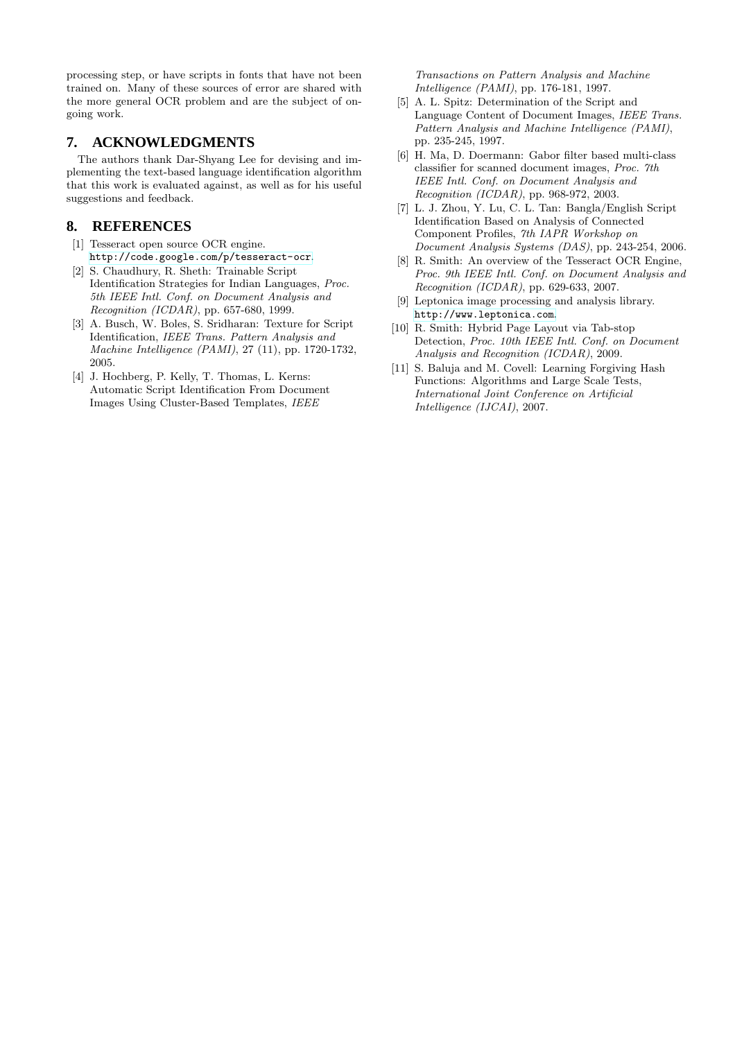processing step, or have scripts in fonts that have not been trained on. Many of these sources of error are shared with the more general OCR problem and are the subject of ongoing work.

## 7. ACKNOWLEDGMENTS

The authors thank Dar-Shyang Lee for devising and implementing the text-based language identification algorithm that this work is evaluated against, as well as for his useful suggestions and feedback.

## 8. REFERENCES

[1] Tesseract open source OCR engine. http://code.google.com/p/tesseract-ocr.

[2] S. Chaudhury, R. Sheth: Trainable Script Identification Strategies for Indian Languages, *Proc. 5th IEEE Intl. Conf. on Document Analysis and Recognition (ICDAR)*, pp. 657-680, 1999.

[3] A. Busch, W. Boles, S. Sridharan: Texture for Script Identification, *IEEE Trans. Pattern Analysis and Machine Intelligence (PAMI)*, 27 (11), pp. 1720-1732, 2005.

[4] J. Hochberg, P. Kelly, T. Thomas, L. Kerns: Automatic Script Identification From Document Images Using Cluster-Based Templates, *IEEE Transactions on Pattern Analysis and Machine Intelligence (PAMI)*, pp. 176-181, 1997.

[5] A. L. Spitz: Determination of the Script and Language Content of Document Images, *IEEE Trans. Pattern Analysis and Machine Intelligence (PAMI)*, pp. 235-245, 1997.

[6] H. Ma, D. Doermann: Gabor filter based multi-class classifier for scanned document images, *Proc. 7th IEEE Intl. Conf. on Document Analysis and Recognition (ICDAR)*, pp. 968-972, 2003.

[7] L. J. Zhou, Y. Lu, C. L. Tan: Bangla/English Script Identification Based on Analysis of Connected Component Profiles, *7th IAPR Workshop on Document Analysis Systems (DAS)*, pp. 243-254, 2006.

[8] R. Smith: An overview of the Tesseract OCR Engine, *Proc. 9th IEEE Intl. Conf. on Document Analysis and Recognition (ICDAR)*, pp. 629-633, 2007.

[9] Leptonica image processing and analysis library. http://www.leptonica.com.

[10] R. Smith: Hybrid Page Layout via Tab-stop Detection, *Proc. 10th IEEE Intl. Conf. on Document Analysis and Recognition (ICDAR)*, 2009.

[11] S. Baluja and M. Covell: Learning Forgiving Hash Functions: Algorithms and Large Scale Tests, *International Joint Conference on Artificial Intelligence (IJCAI)*, 2007.